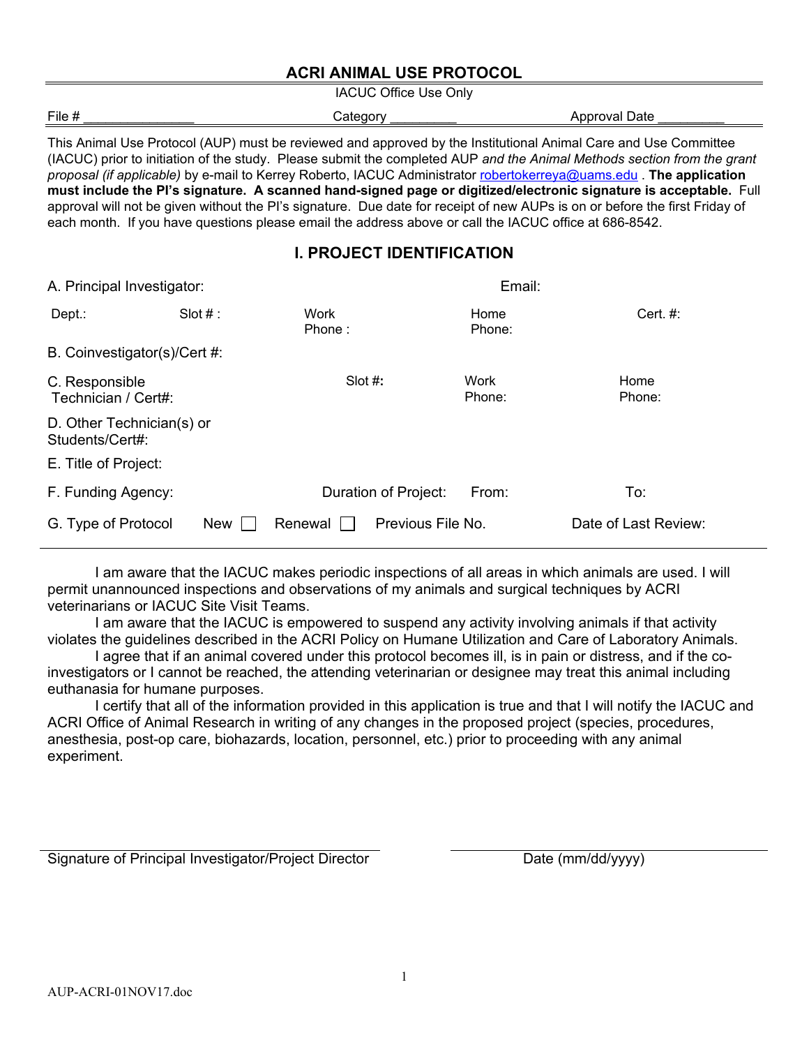# ACRI ANIMAL USE PROTOCOL

IACUC Office Use Only

File # _______________ Category _________ Approval Date _________

This Animal Use Protocol (AUP) must be reviewed and approved by the Institutional Animal Care and Use Committee (IACUC) prior to initiation of the study. Please submit the completed AUP *and the Animal Methods section from the grant proposal (if applicable)* by e-mail to Kerrey Roberto, IACUC Administrator robertokerreya@uams.edu . **The application must include the PI's signature. A scanned hand-signed page or digitized/electronic signature is acceptable.** Full approval will not be given without the PI's signature. Due date for receipt of new AUPs is on or before the first Friday of each month. If you have questions please email the address above or call the IACUC office at 686-8542.

## I. PROJECT IDENTIFICATION

A. Principal Investigator: Email:

Dept.: Slot # : Work Phone : Home Phone: Cert. #:

B. Coinvestigator(s)/Cert #:

C. Responsible Technician / Cert#: Slot #: Work Phone: Home Phone:

D. Other Technician(s) or Students/Cert#:

E. Title of Project:

F. Funding Agency: Duration of Project: From: To:

G. Type of Protocol New ☐ Renewal ☐ Previous File No. Date of Last Review:

---

I am aware that the IACUC makes periodic inspections of all areas in which animals are used. I will permit unannounced inspections and observations of my animals and surgical techniques by ACRI veterinarians or IACUC Site Visit Teams.

I am aware that the IACUC is empowered to suspend any activity involving animals if that activity violates the guidelines described in the ACRI Policy on Humane Utilization and Care of Laboratory Animals.

I agree that if an animal covered under this protocol becomes ill, is in pain or distress, and if the co-investigators or I cannot be reached, the attending veterinarian or designee may treat this animal including euthanasia for humane purposes.

I certify that all of the information provided in this application is true and that I will notify the IACUC and ACRI Office of Animal Research in writing of any changes in the proposed project (species, procedures, anesthesia, post-op care, biohazards, location, personnel, etc.) prior to proceeding with any animal experiment.

_______________________________________ _______________________

Signature of Principal Investigator/Project Director Date (mm/dd/yyyy)

AUP-ACRI-01NOV17.doc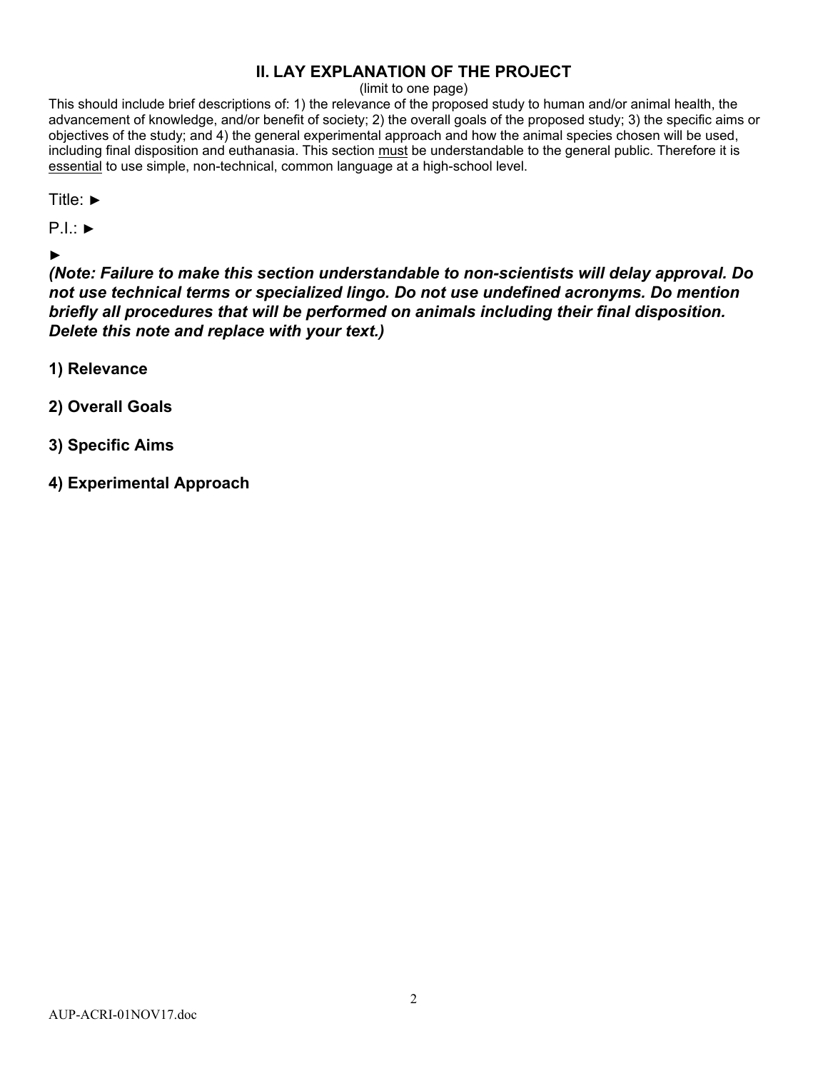## II. LAY EXPLANATION OF THE PROJECT

(limit to one page)

This should include brief descriptions of: 1) the relevance of the proposed study to human and/or animal health, the advancement of knowledge, and/or benefit of society; 2) the overall goals of the proposed study; 3) the specific aims or objectives of the study; and 4) the general experimental approach and how the animal species chosen will be used, including final disposition and euthanasia. This section <u>must</u> be understandable to the general public. Therefore it is <u>essential</u> to use simple, non-technical, common language at a high-school level.

Title: ►

P.I.: ►

►

***(Note: Failure to make this section understandable to non-scientists will delay approval. Do not use technical terms or specialized lingo. Do not use undefined acronyms. Do mention briefly all procedures that will be performed on animals including their final disposition. Delete this note and replace with your text.)***

**1) Relevance**

**2) Overall Goals**

**3) Specific Aims**

**4) Experimental Approach**

AUP-ACRI-01NOV17.doc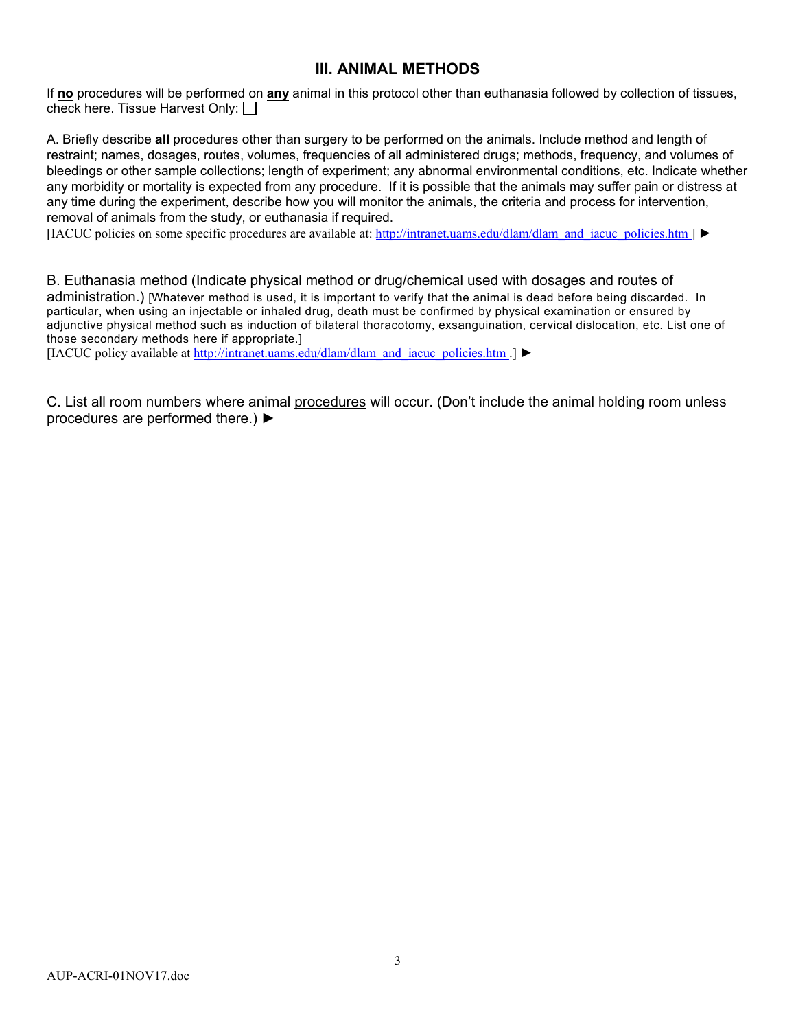## III. ANIMAL METHODS

If **no** procedures will be performed on **any** animal in this protocol other than euthanasia followed by collection of tissues, check here. Tissue Harvest Only: ☐

A. Briefly describe **all** procedures other than surgery to be performed on the animals. Include method and length of restraint; names, dosages, routes, volumes, frequencies of all administered drugs; methods, frequency, and volumes of bleedings or other sample collections; length of experiment; any abnormal environmental conditions, etc. Indicate whether any morbidity or mortality is expected from any procedure. If it is possible that the animals may suffer pain or distress at any time during the experiment, describe how you will monitor the animals, the criteria and process for intervention, removal of animals from the study, or euthanasia if required.
[IACUC policies on some specific procedures are available at: http://intranet.uams.edu/dlam/dlam_and_iacuc_policies.htm ] ►

B. Euthanasia method (Indicate physical method or drug/chemical used with dosages and routes of administration.) [Whatever method is used, it is important to verify that the animal is dead before being discarded. In particular, when using an injectable or inhaled drug, death must be confirmed by physical examination or ensured by adjunctive physical method such as induction of bilateral thoracotomy, exsanguination, cervical dislocation, etc. List one of those secondary methods here if appropriate.]
[IACUC policy available at http://intranet.uams.edu/dlam/dlam_and_iacuc_policies.htm .] ►

C. List all room numbers where animal procedures will occur. (Don't include the animal holding room unless procedures are performed there.) ►

AUP-ACRI-01NOV17.doc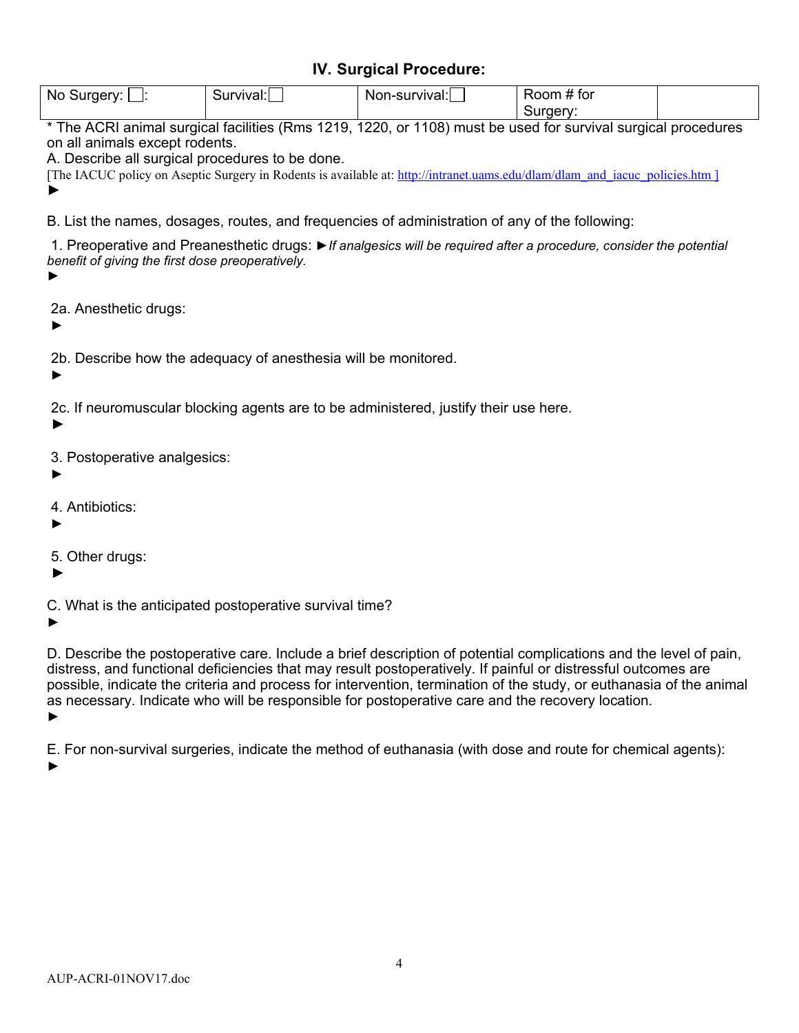## IV. Surgical Procedure:

| No Surgery: ☐: | Survival:☐ | Non-survival:☐ | Room # for Surgery: | |
|---|---|---|---|---|

* The ACRI animal surgical facilities (Rms 1219, 1220, or 1108) must be used for survival surgical procedures on all animals except rodents.

A. Describe all surgical procedures to be done.

[The IACUC policy on Aseptic Surgery in Rodents is available at: http://intranet.uams.edu/dlam/dlam_and_iacuc_policies.htm ]

►

B. List the names, dosages, routes, and frequencies of administration of any of the following:

1. Preoperative and Preanesthetic drugs: ►*If analgesics will be required after a procedure, consider the potential benefit of giving the first dose preoperatively.*

►

2a. Anesthetic drugs:

►

2b. Describe how the adequacy of anesthesia will be monitored.

►

2c. If neuromuscular blocking agents are to be administered, justify their use here.

►

3. Postoperative analgesics:

►

4. Antibiotics:

►

5. Other drugs:

►

C. What is the anticipated postoperative survival time?

►

D. Describe the postoperative care. Include a brief description of potential complications and the level of pain, distress, and functional deficiencies that may result postoperatively. If painful or distressful outcomes are possible, indicate the criteria and process for intervention, termination of the study, or euthanasia of the animal as necessary. Indicate who will be responsible for postoperative care and the recovery location.

►

E. For non-survival surgeries, indicate the method of euthanasia (with dose and route for chemical agents):

►

AUP-ACRI-01NOV17.doc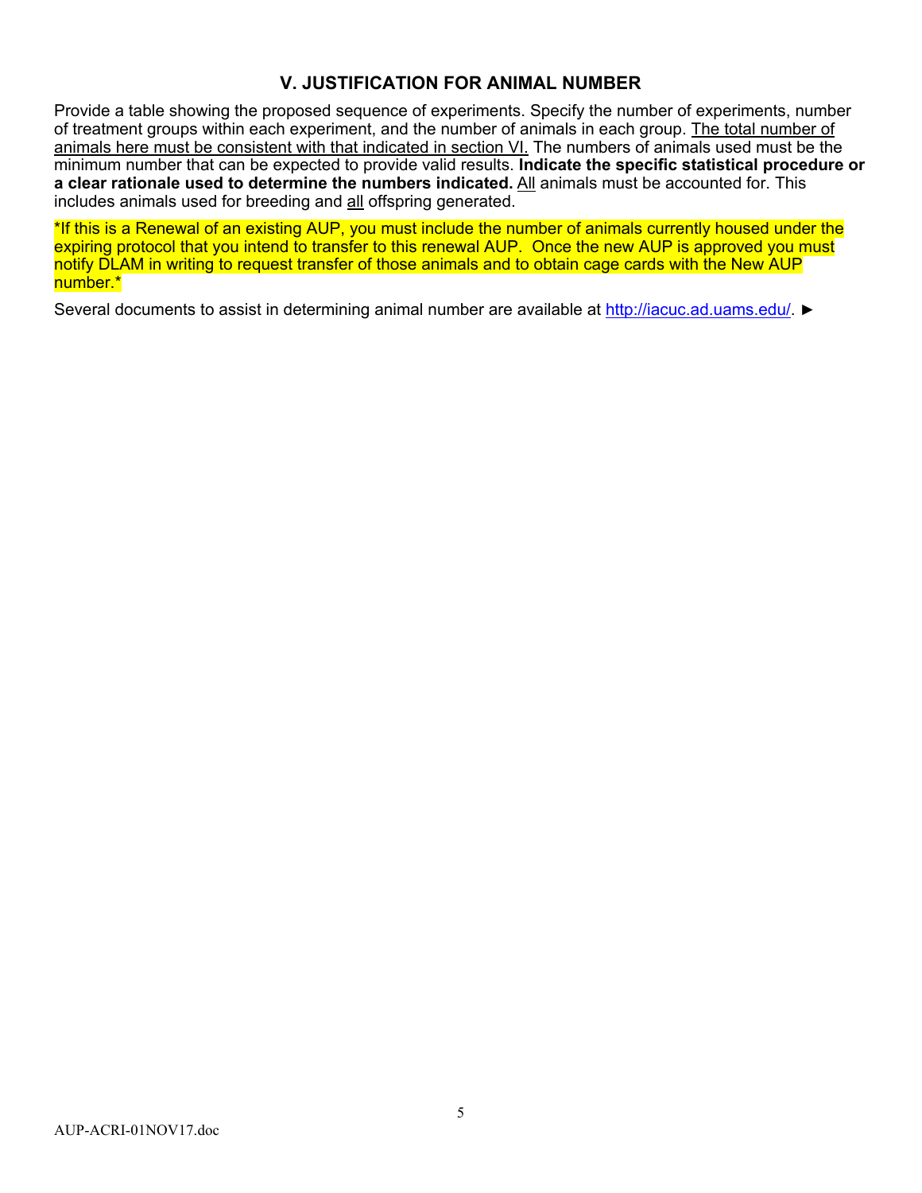## V. JUSTIFICATION FOR ANIMAL NUMBER

Provide a table showing the proposed sequence of experiments. Specify the number of experiments, number of treatment groups within each experiment, and the number of animals in each group. The total number of animals here must be consistent with that indicated in section VI. The numbers of animals used must be the minimum number that can be expected to provide valid results. **Indicate the specific statistical procedure or a clear rationale used to determine the numbers indicated.** All animals must be accounted for. This includes animals used for breeding and all offspring generated.

*If this is a Renewal of an existing AUP, you must include the number of animals currently housed under the expiring protocol that you intend to transfer to this renewal AUP. Once the new AUP is approved you must notify DLAM in writing to request transfer of those animals and to obtain cage cards with the New AUP number.*

Several documents to assist in determining animal number are available at http://iacuc.ad.uams.edu/. ►

AUP-ACRI-01NOV17.doc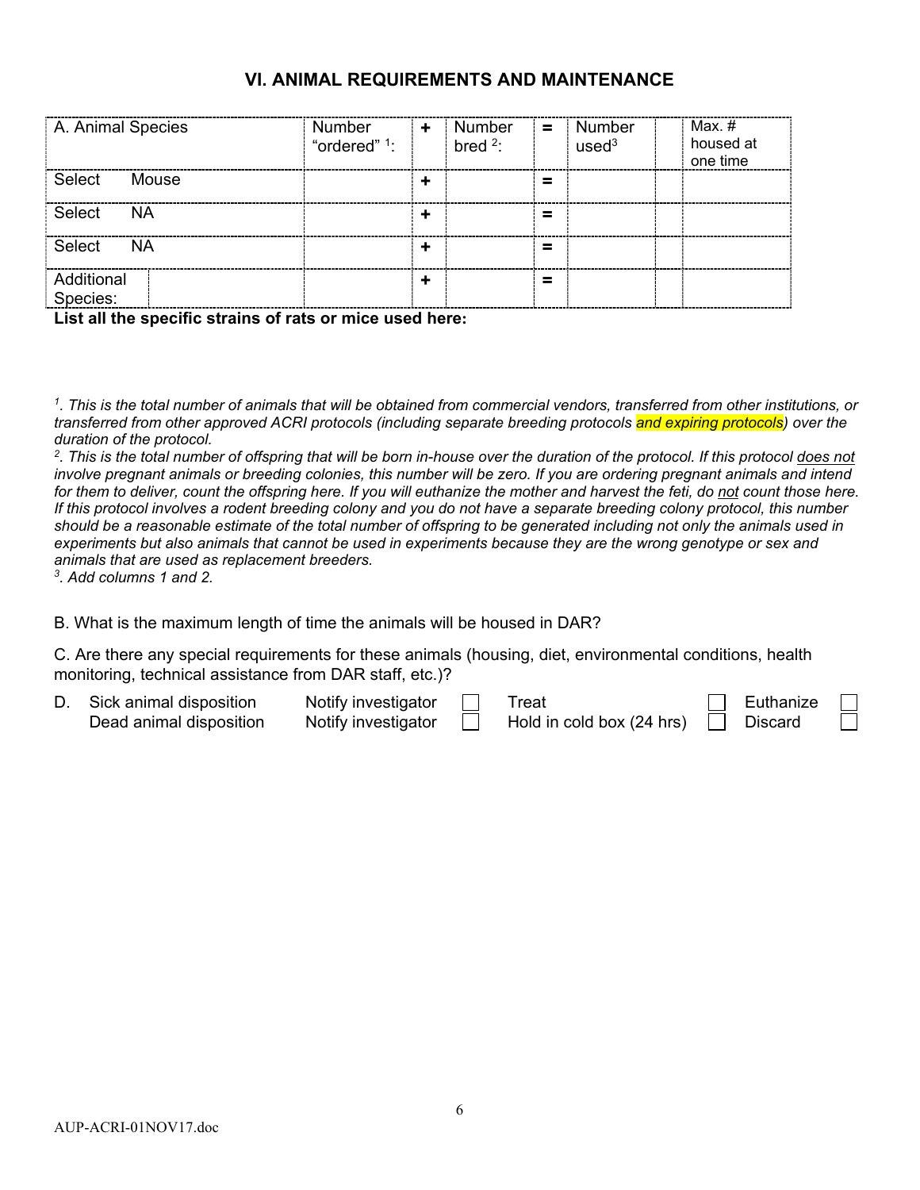## VI. ANIMAL REQUIREMENTS AND MAINTENANCE

| A. Animal Species | | Number "ordered" [1]: | + | Number bred [2]: | = | Number used[3] | | Max. # housed at one time |
|---|---|---|---|---|---|---|---|---|
| Select | Mouse | | + | | = | | | |
| Select | NA | | + | | = | | | |
| Select | NA | | + | | = | | | |
| Additional Species: | | | + | | = | | | |

**List all the specific strains of rats or mice used here:**

*[1]. This is the total number of animals that will be obtained from commercial vendors, transferred from other institutions, or transferred from other approved ACRI protocols (including separate breeding protocols and expiring protocols) over the duration of the protocol.*
*[2]. This is the total number of offspring that will be born in-house over the duration of the protocol. If this protocol does not involve pregnant animals or breeding colonies, this number will be zero. If you are ordering pregnant animals and intend for them to deliver, count the offspring here. If you will euthanize the mother and harvest the feti, do not count those here. If this protocol involves a rodent breeding colony and you do not have a separate breeding colony protocol, this number should be a reasonable estimate of the total number of offspring to be generated including not only the animals used in experiments but also animals that cannot be used in experiments because they are the wrong genotype or sex and animals that are used as replacement breeders.*
*[3]. Add columns 1 and 2.*

B. What is the maximum length of time the animals will be housed in DAR?

C. Are there any special requirements for these animals (housing, diet, environmental conditions, health monitoring, technical assistance from DAR staff, etc.)?

D. Sick animal disposition — Notify investigator ☐ Treat ☐ Euthanize ☐
Dead animal disposition — Notify investigator ☐ Hold in cold box (24 hrs) ☐ Discard ☐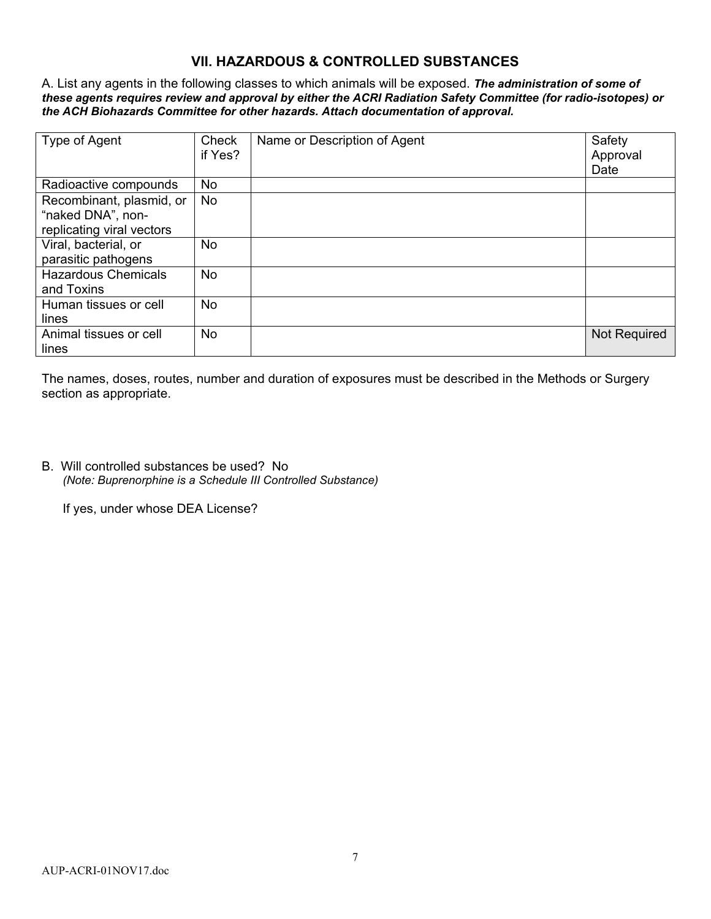## VII. HAZARDOUS & CONTROLLED SUBSTANCES

A. List any agents in the following classes to which animals will be exposed. ***The administration of some of these agents requires review and approval by either the ACRI Radiation Safety Committee (for radio-isotopes) or the ACH Biohazards Committee for other hazards. Attach documentation of approval.***

| Type of Agent | Check if Yes? | Name or Description of Agent | Safety Approval Date |
|---|---|---|---|
| Radioactive compounds | No | | |
| Recombinant, plasmid, or "naked DNA", non-replicating viral vectors | No | | |
| Viral, bacterial, or parasitic pathogens | No | | |
| Hazardous Chemicals and Toxins | No | | |
| Human tissues or cell lines | No | | |
| Animal tissues or cell lines | No | | Not Required |

The names, doses, routes, number and duration of exposures must be described in the Methods or Surgery section as appropriate.

B. Will controlled substances be used? No
*(Note: Buprenorphine is a Schedule III Controlled Substance)*

If yes, under whose DEA License?

AUP-ACRI-01NOV17.doc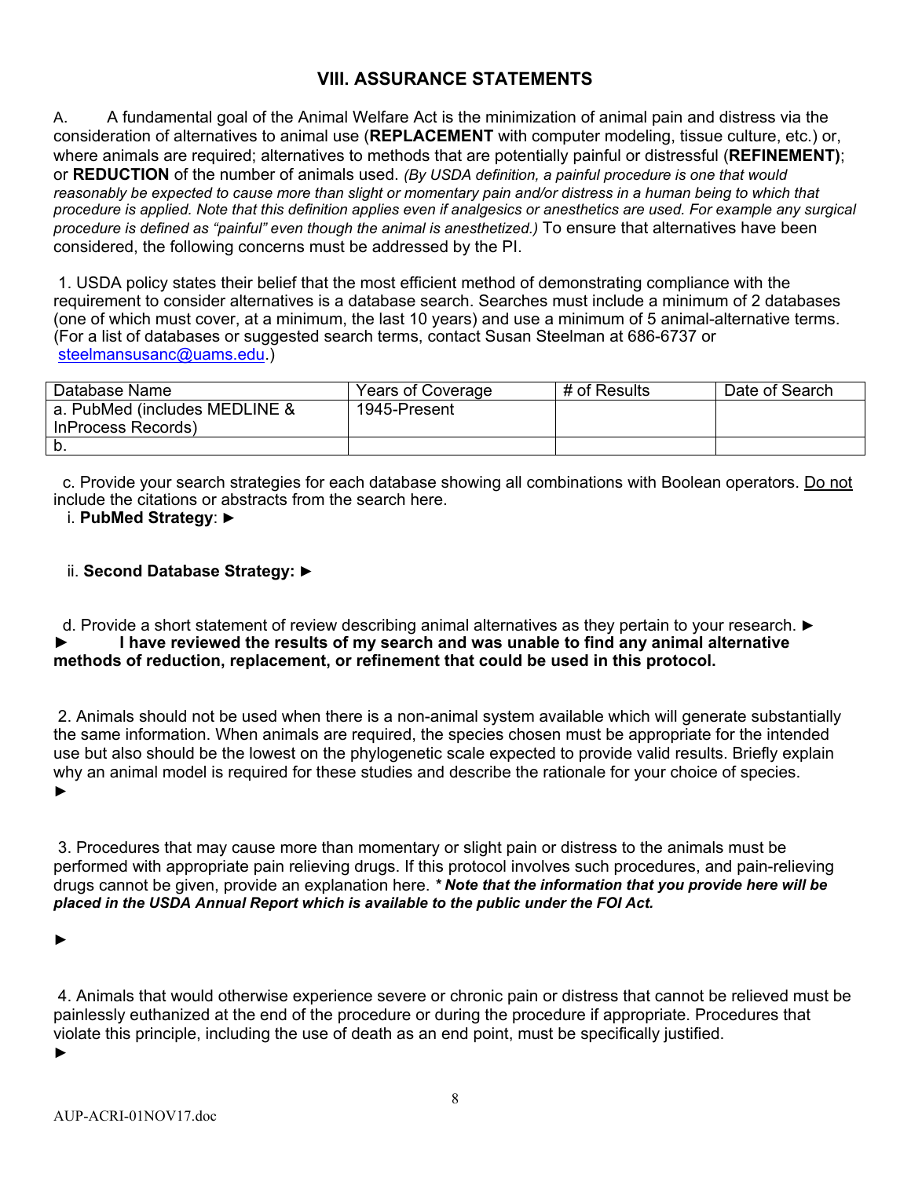## VIII. ASSURANCE STATEMENTS

A. A fundamental goal of the Animal Welfare Act is the minimization of animal pain and distress via the consideration of alternatives to animal use (**REPLACEMENT** with computer modeling, tissue culture, etc.) or, where animals are required; alternatives to methods that are potentially painful or distressful (**REFINEMENT)**; or **REDUCTION** of the number of animals used. *(By USDA definition, a painful procedure is one that would reasonably be expected to cause more than slight or momentary pain and/or distress in a human being to which that procedure is applied. Note that this definition applies even if analgesics or anesthetics are used. For example any surgical procedure is defined as "painful" even though the animal is anesthetized.)* To ensure that alternatives have been considered, the following concerns must be addressed by the PI.

1. USDA policy states their belief that the most efficient method of demonstrating compliance with the requirement to consider alternatives is a database search. Searches must include a minimum of 2 databases (one of which must cover, at a minimum, the last 10 years) and use a minimum of 5 animal-alternative terms. (For a list of databases or suggested search terms, contact Susan Steelman at 686-6737 or steelmansusanc@uams.edu.)

| Database Name | Years of Coverage | # of Results | Date of Search |
|---|---|---|---|
| a. PubMed (includes MEDLINE & InProcess Records) | 1945-Present | | |
| b. | | | |

c. Provide your search strategies for each database showing all combinations with Boolean operators. Do not include the citations or abstracts from the search here.

i. **PubMed Strategy**: ►

ii. **Second Database Strategy: ►**

d. Provide a short statement of review describing animal alternatives as they pertain to your research. ►
**► I have reviewed the results of my search and was unable to find any animal alternative methods of reduction, replacement, or refinement that could be used in this protocol.**

2. Animals should not be used when there is a non-animal system available which will generate substantially the same information. When animals are required, the species chosen must be appropriate for the intended use but also should be the lowest on the phylogenetic scale expected to provide valid results. Briefly explain why an animal model is required for these studies and describe the rationale for your choice of species.
►

3. Procedures that may cause more than momentary or slight pain or distress to the animals must be performed with appropriate pain relieving drugs. If this protocol involves such procedures, and pain-relieving drugs cannot be given, provide an explanation here. *\* **Note that the information that you provide here will be placed in the USDA Annual Report which is available to the public under the FOI Act.***

►

4. Animals that would otherwise experience severe or chronic pain or distress that cannot be relieved must be painlessly euthanized at the end of the procedure or during the procedure if appropriate. Procedures that violate this principle, including the use of death as an end point, must be specifically justified.
►

AUP-ACRI-01NOV17.doc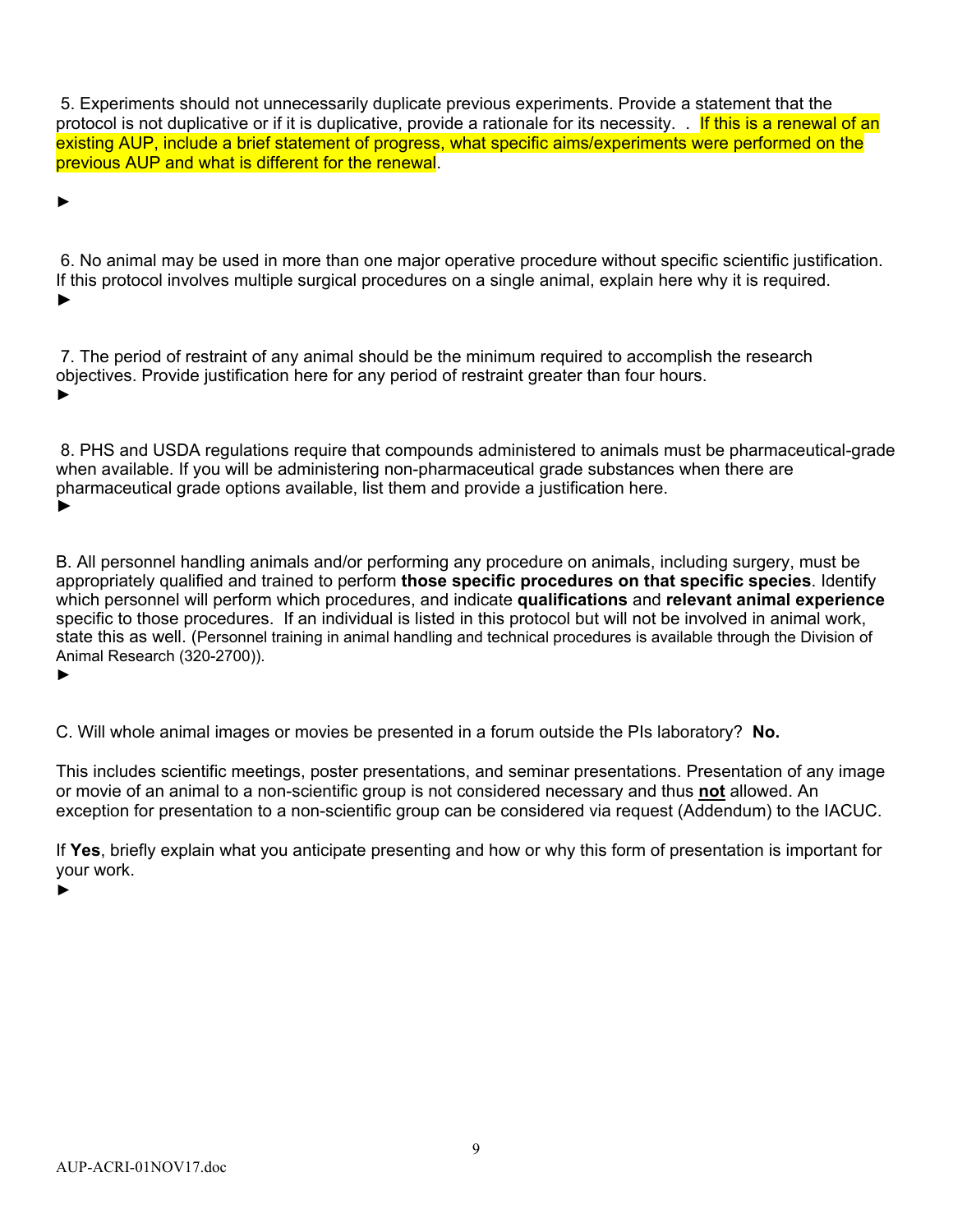5. Experiments should not unnecessarily duplicate previous experiments. Provide a statement that the protocol is not duplicative or if it is duplicative, provide a rationale for its necessity. . If this is a renewal of an existing AUP, include a brief statement of progress, what specific aims/experiments were performed on the previous AUP and what is different for the renewal.

►

6. No animal may be used in more than one major operative procedure without specific scientific justification. If this protocol involves multiple surgical procedures on a single animal, explain here why it is required.
►

7. The period of restraint of any animal should be the minimum required to accomplish the research objectives. Provide justification here for any period of restraint greater than four hours.
►

8. PHS and USDA regulations require that compounds administered to animals must be pharmaceutical-grade when available. If you will be administering non-pharmaceutical grade substances when there are pharmaceutical grade options available, list them and provide a justification here.
►

B. All personnel handling animals and/or performing any procedure on animals, including surgery, must be appropriately qualified and trained to perform **those specific procedures on that specific species**. Identify which personnel will perform which procedures, and indicate **qualifications** and **relevant animal experience** specific to those procedures. If an individual is listed in this protocol but will not be involved in animal work, state this as well. (Personnel training in animal handling and technical procedures is available through the Division of Animal Research (320-2700)).
►

C. Will whole animal images or movies be presented in a forum outside the PIs laboratory? **No.**

This includes scientific meetings, poster presentations, and seminar presentations. Presentation of any image or movie of an animal to a non-scientific group is not considered necessary and thus **not** allowed. An exception for presentation to a non-scientific group can be considered via request (Addendum) to the IACUC.

If **Yes**, briefly explain what you anticipate presenting and how or why this form of presentation is important for your work.
►

AUP-ACRI-01NOV17.doc